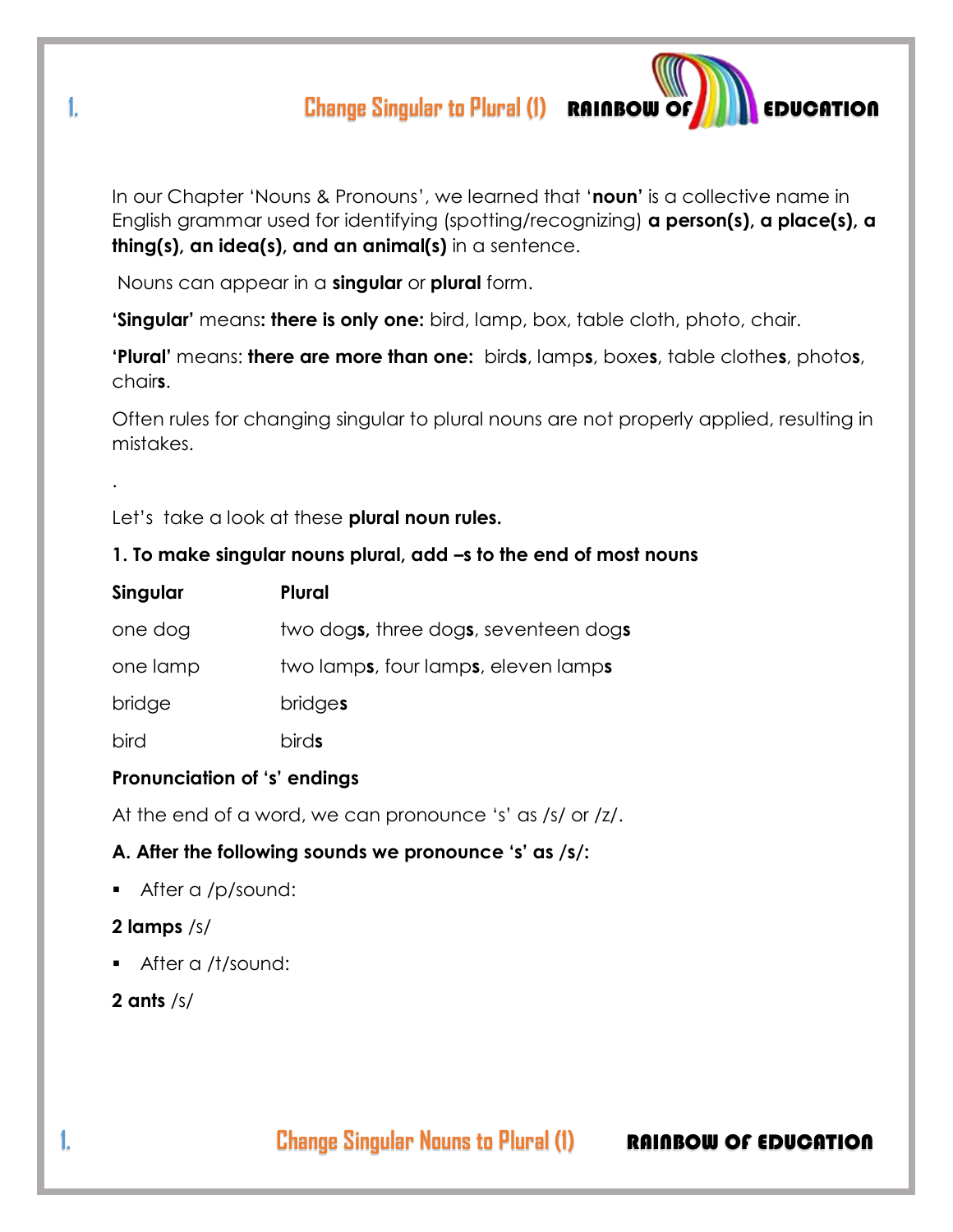# Change Singular to Plural (1)

In our Chapter 'Nouns & Pronouns', we learned that '**noun**' is a collective name in English grammar used for identifying (spotting/recognizing) **a person(s), a place(s), a thing(s), an idea(s), and an animal(s)** in a sentence.

Nouns can appear in a **singular** or **plural** form.

**'Singular'** means**: there is only one:** bird, lamp, box, table cloth, photo, chair.

**'Plural'** means: **there are more than one:** bird**s**, lamp**s**, boxe**s**, table clothe**s**, photo**s**, chair**s**.

Often rules for changing singular to plural nouns are not properly applied, resulting in mistakes.

.

Let's take a look at these **plural noun rules.**

**1. To make singular nouns plural, add –s to the end of most nouns**

| **Singular** | **Plural** |
| --- | --- |
| one dog | two dog**s,** three dog**s**, seventeen dog**s** |
| one lamp | two lamp**s**, four lamp**s**, eleven lamp**s** |
| bridge | bridge**s** |
| bird | bird**s** |

**Pronunciation of 's' endings**

At the end of a word, we can pronounce 's' as /s/ or /z/.

**A. After the following sounds we pronounce 's' as /s/:**

- After a /p/sound:

**2 lamps** /s/

- After a /t/sound:

**2 ants** /s/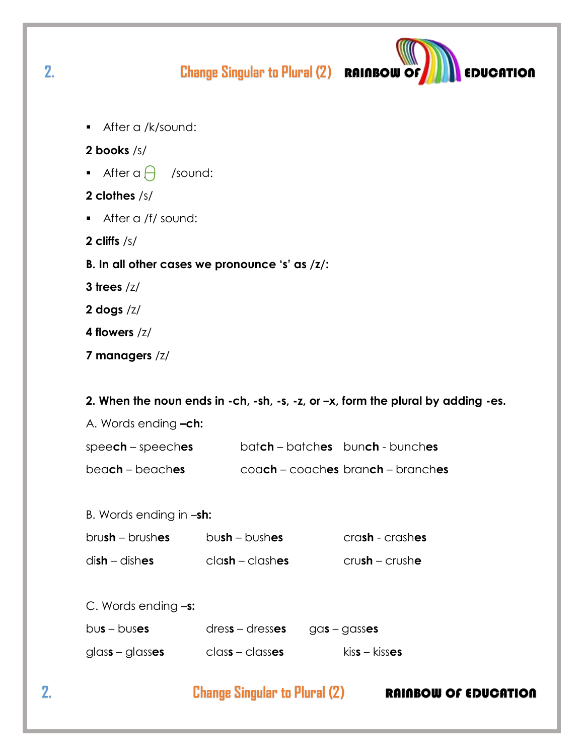- After a /k/sound:

**2 books** /s/

- After a θ /sound:

**2 clothes** /s/

- After a /f/ sound:

**2 cliffs** /s/

**B. In all other cases we pronounce 's' as /z/:**

**3 trees** /z/

**2 dogs** /z/

**4 flowers** /z/

**7 managers** /z/

**2. When the noun ends in -ch, -sh, -s, -z, or –x, form the plural by adding -es.**

A. Words ending **–ch:**

spee**ch** – speech**es** bat**ch** – batch**es** bun**ch** - bunch**es**

bea**ch** – beach**es** coa**ch** – coach**es** bran**ch** – branch**es**

B. Words ending in –**sh:**

bru**sh** – brush**es** bu**sh** – bush**es** cra**sh** - crash**es**

di**sh** – dish**es** cla**sh** – clash**es** cru**sh** – crush**e**

C. Words ending –**s:**

bu**s** – bus**es** dre**s**s – dress**es** ga**s** – gass**es**

gla**s**s – glass**es** cla**s**s – class**es** ki**s**s – kiss**es**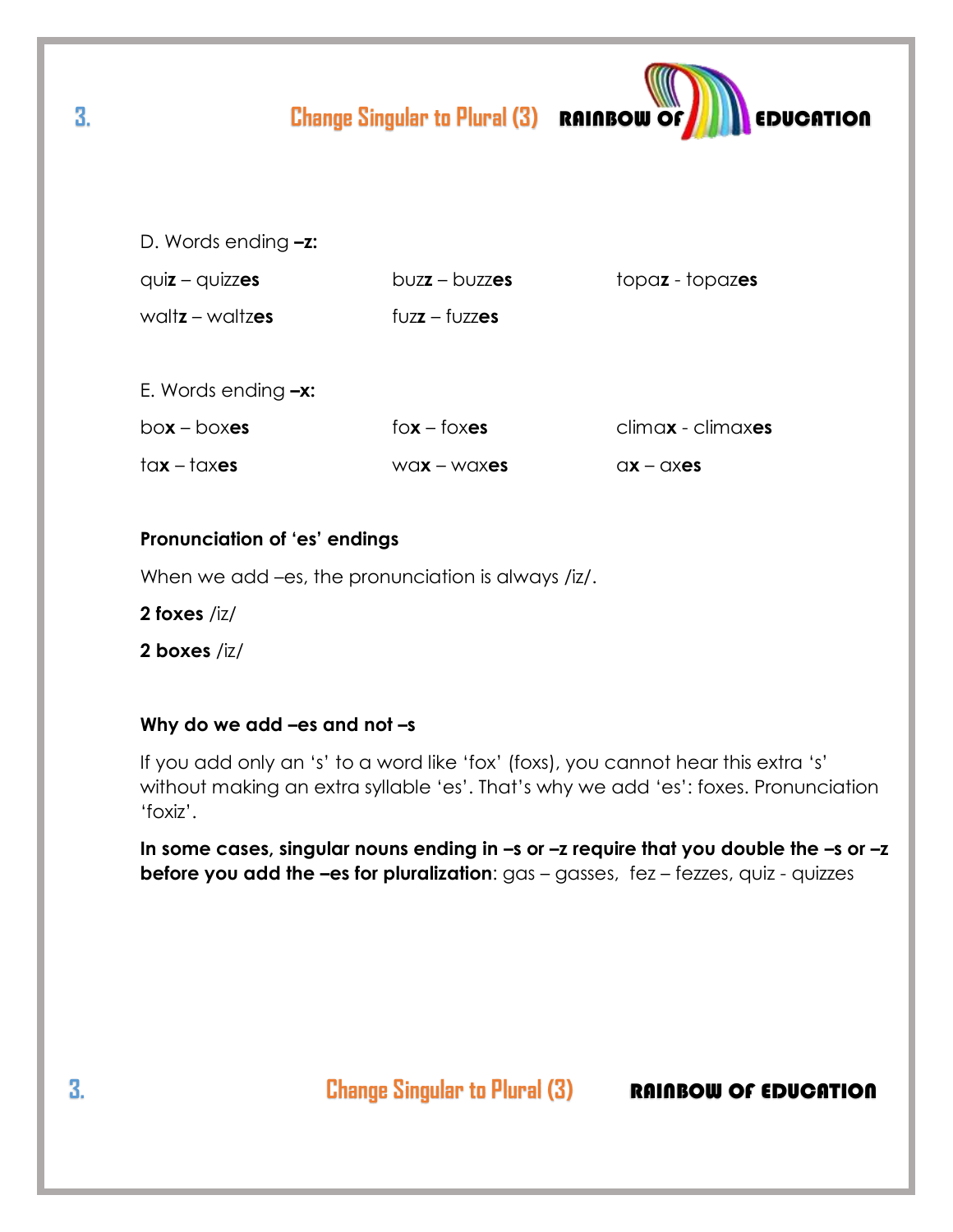D. Words ending **–z:**

| | | |
|---|---|---|
| qui**z** – quizz**es** | buz**z** – buzz**es** | topa**z** - topaz**es** |
| walt**z** – waltz**es** | fuz**z** – fuzz**es** | |

E. Words ending **–x:**

| | | |
|---|---|---|
| bo**x** – box**es** | fo**x** – fox**es** | clima**x** - climax**es** |
| ta**x** – tax**es** | wa**x** – wax**es** | a**x** – ax**es** |

**Pronunciation of 'es' endings**

When we add –es, the pronunciation is always /iz/.

**2 foxes** /iz/

**2 boxes** /iz/

**Why do we add –es and not –s**

If you add only an 's' to a word like 'fox' (foxs), you cannot hear this extra 's' without making an extra syllable 'es'. That's why we add 'es': foxes. Pronunciation 'foxiz'.

**In some cases, singular nouns ending in –s or –z require that you double the –s or –z before you add the –es for pluralization**: gas – gasses, fez – fezzes, quiz - quizzes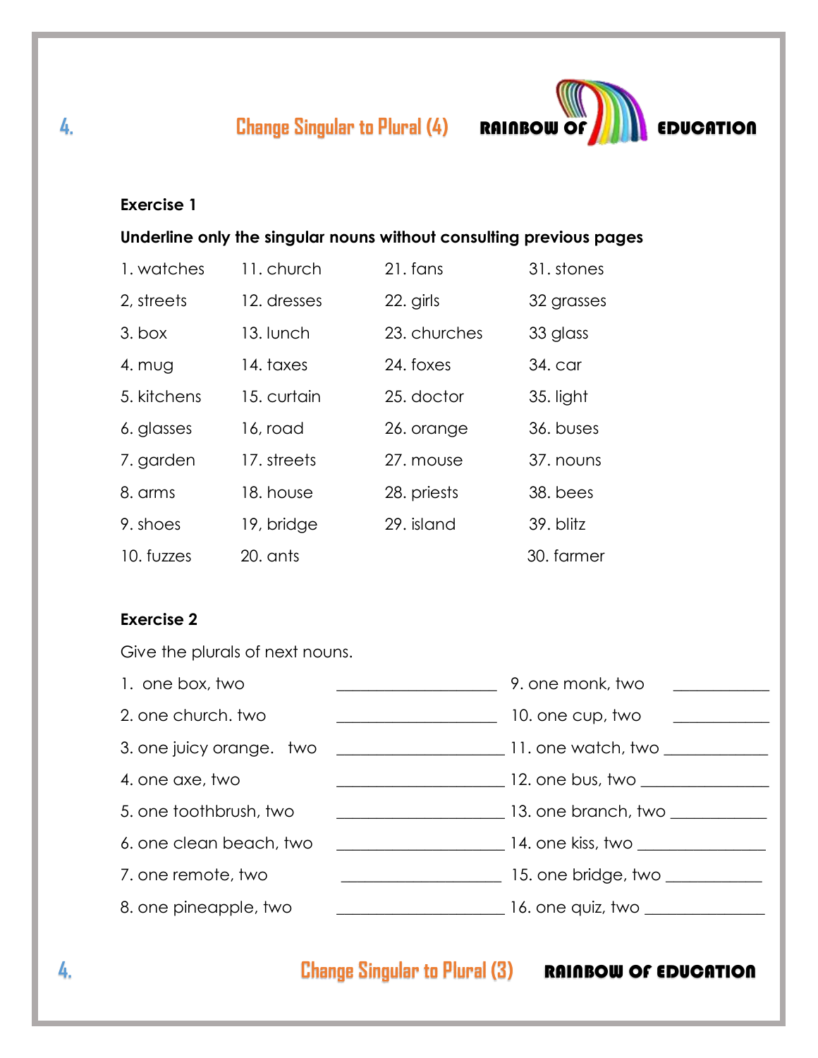## Change Singular to Plural (4)

### Exercise 1

**Underline only the singular nouns without consulting previous pages**

1. watches
2, streets
3. box
4. mug
5. kitchens
6. glasses
7. garden
8. arms
9. shoes
10. fuzzes
11. church
12. dresses
13. lunch
14. taxes
15. curtain
16, road
17. streets
18. house
19, bridge
20. ants
21. fans
22. girls
23. churches
24. foxes
25. doctor
26. orange
27. mouse
28. priests
29. island
30. farmer
31. stones
32 grasses
33 glass
34. car
35. light
36. buses
37. nouns
38. bees
39. blitz

### Exercise 2

Give the plurals of next nouns.

1. one box, two ____________________
2. one church. two ____________________
3. one juicy orange. two ____________________
4. one axe, two ____________________
5. one toothbrush, two ____________________
6. one clean beach, two ____________________
7. one remote, two ____________________
8. one pineapple, two ____________________
9. one monk, two ____________
10. one cup, two ____________
11. one watch, two ____________
12. one bus, two ____________
13. one branch, two ____________
14. one kiss, two ____________
15. one bridge, two ____________
16. one quiz, two ____________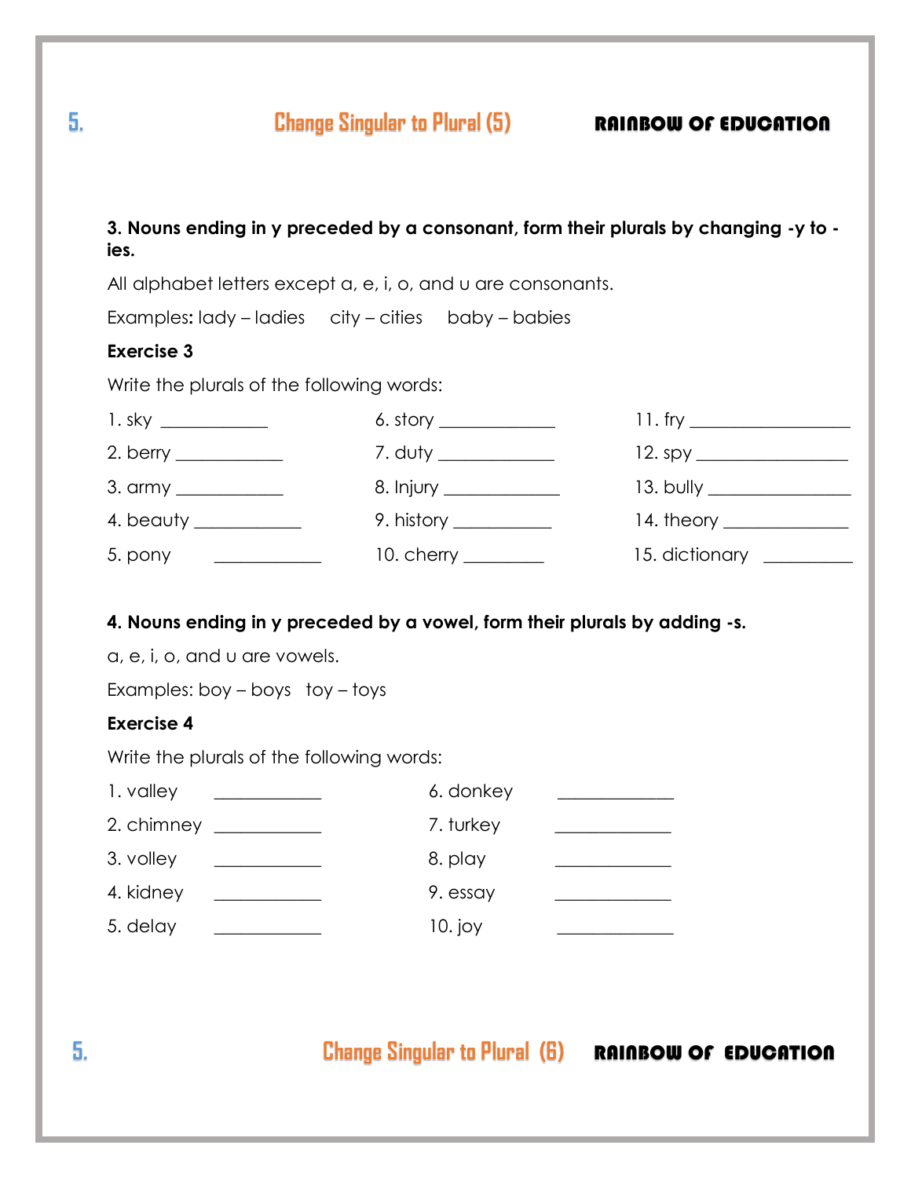## Change Singular to Plural (5)

**3. Nouns ending in y preceded by a consonant, form their plurals by changing -y to -ies.**

All alphabet letters except a, e, i, o, and u are consonants.

Examples**:** lady – ladies   city – cities   baby – babies

**Exercise 3**

Write the plurals of the following words:

1. sky ____________
2. berry ____________
3. army ____________
4. beauty ____________
5. pony ____________
6. story ____________
7. duty ____________
8. Injury ____________
9. history ____________
10. cherry ____________
11. fry ____________
12. spy ____________
13. bully ____________
14. theory ____________
15. dictionary ____________

**4. Nouns ending in y preceded by a vowel, form their plurals by adding -s.**

a, e, i, o, and u are vowels.

Examples: boy – boys   toy – toys

**Exercise 4**

Write the plurals of the following words:

1. valley ____________
2. chimney ____________
3. volley ____________
4. kidney ____________
5. delay ____________
6. donkey ____________
7. turkey ____________
8. play ____________
9. essay ____________
10. joy ____________

## Change Singular to Plural (6)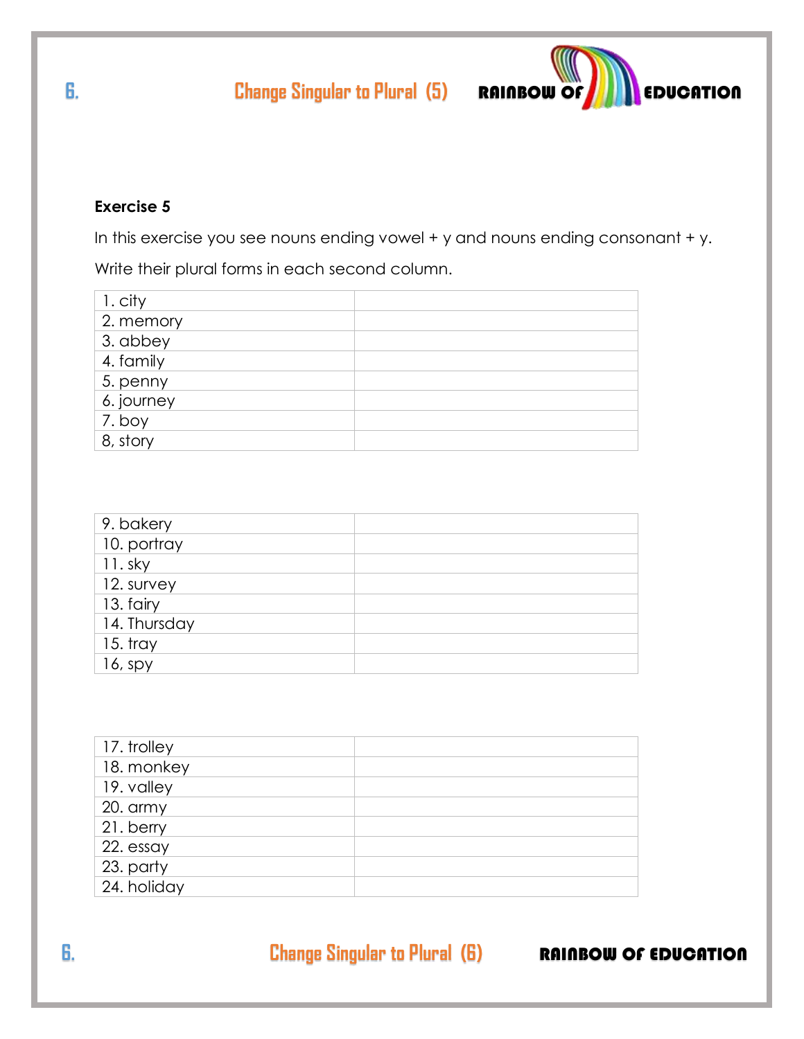**Exercise 5**

In this exercise you see nouns ending vowel + y and nouns ending consonant + y.

Write their plural forms in each second column.

| | |
|---|---|
| 1. city | |
| 2. memory | |
| 3. abbey | |
| 4. family | |
| 5. penny | |
| 6. journey | |
| 7. boy | |
| 8, story | |

| | |
|---|---|
| 9. bakery | |
| 10. portray | |
| 11. sky | |
| 12. survey | |
| 13. fairy | |
| 14. Thursday | |
| 15. tray | |
| 16, spy | |

| | |
|---|---|
| 17. trolley | |
| 18. monkey | |
| 19. valley | |
| 20. army | |
| 21. berry | |
| 22. essay | |
| 23. party | |
| 24. holiday | |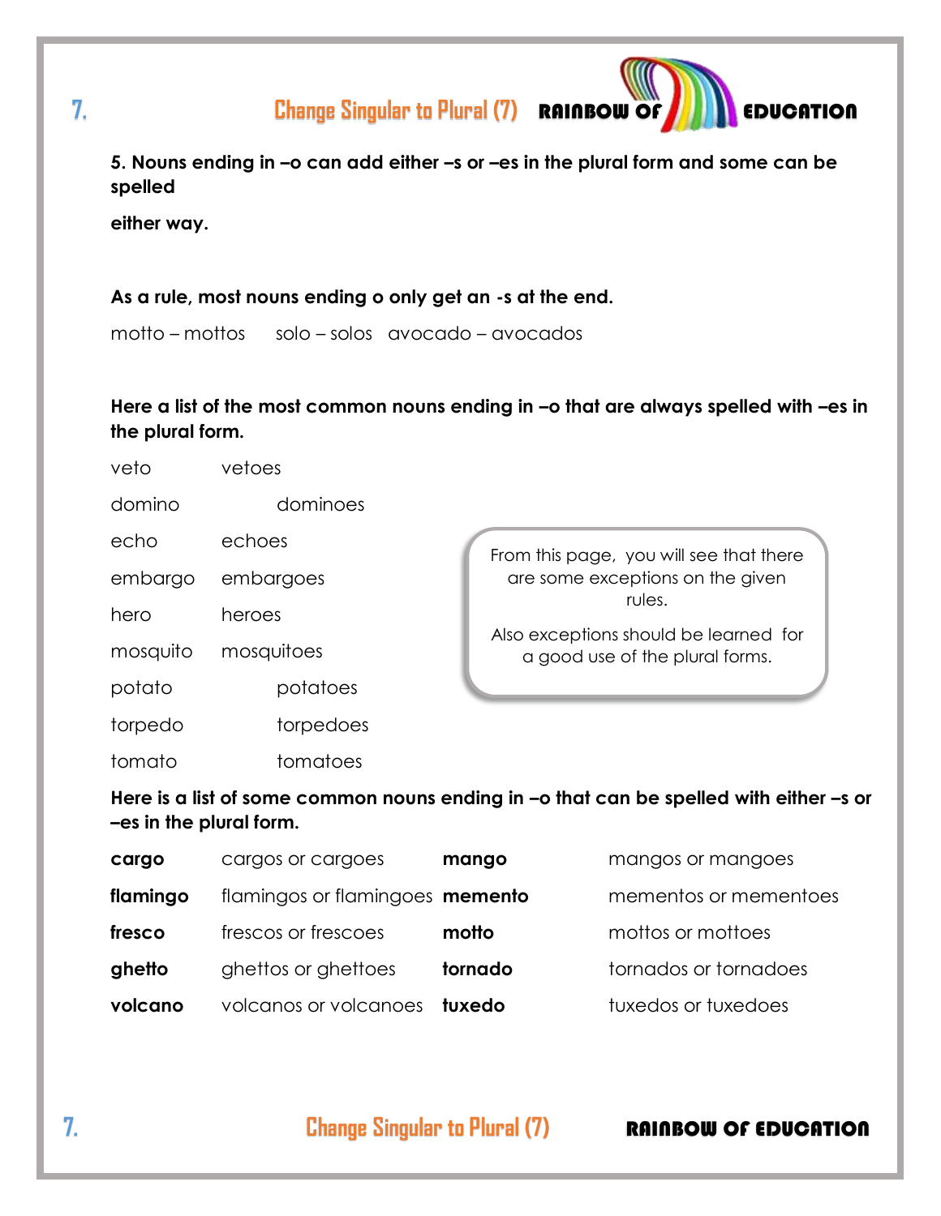**5. Nouns ending in –o can add either –s or –es in the plural form and some can be spelled**

**either way.**

**As a rule, most nouns ending o only get an -s at the end.**

motto – mottos solo – solos avocado – avocados

**Here a list of the most common nouns ending in –o that are always spelled with –es in the plural form.**

| | |
|---|---|
| veto | vetoes |
| domino | dominoes |
| echo | echoes |
| embargo | embargoes |
| hero | heroes |
| mosquito | mosquitoes |
| potato | potatoes |
| torpedo | torpedoes |
| tomato | tomatoes |

From this page, you will see that there are some exceptions on the given rules.

Also exceptions should be learned for a good use of the plural forms.

**Here is a list of some common nouns ending in –o that can be spelled with either –s or –es in the plural form.**

| | | | |
|---|---|---|---|
| **cargo** | cargos or cargoes | **mango** | mangos or mangoes |
| **flamingo** | flamingos or flamingoes | **memento** | mementos or mementoes |
| **fresco** | frescos or frescoes | **motto** | mottos or mottoes |
| **ghetto** | ghettos or ghettoes | **tornado** | tornados or tornadoes |
| **volcano** | volcanos or volcanoes | **tuxedo** | tuxedos or tuxedoes |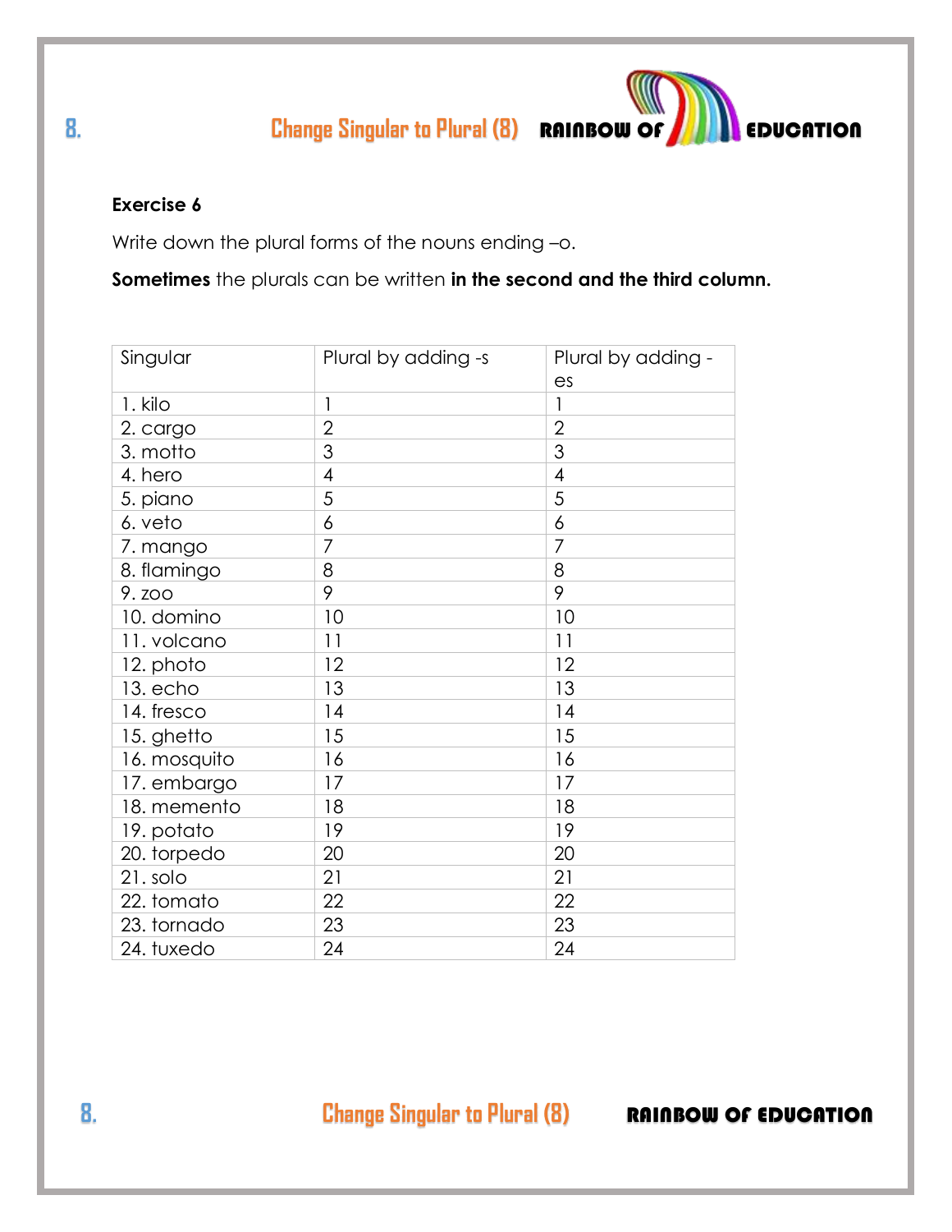**Exercise 6**

Write down the plural forms of the nouns ending –o.

**Sometimes** the plurals can be written **in the second and the third column.**

| Singular | Plural by adding -s | Plural by adding -es |
|---|---|---|
| 1. kilo | 1 | 1 |
| 2. cargo | 2 | 2 |
| 3. motto | 3 | 3 |
| 4. hero | 4 | 4 |
| 5. piano | 5 | 5 |
| 6. veto | 6 | 6 |
| 7. mango | 7 | 7 |
| 8. flamingo | 8 | 8 |
| 9. zoo | 9 | 9 |
| 10. domino | 10 | 10 |
| 11. volcano | 11 | 11 |
| 12. photo | 12 | 12 |
| 13. echo | 13 | 13 |
| 14. fresco | 14 | 14 |
| 15. ghetto | 15 | 15 |
| 16. mosquito | 16 | 16 |
| 17. embargo | 17 | 17 |
| 18. memento | 18 | 18 |
| 19. potato | 19 | 19 |
| 20. torpedo | 20 | 20 |
| 21. solo | 21 | 21 |
| 22. tomato | 22 | 22 |
| 23. tornado | 23 | 23 |
| 24. tuxedo | 24 | 24 |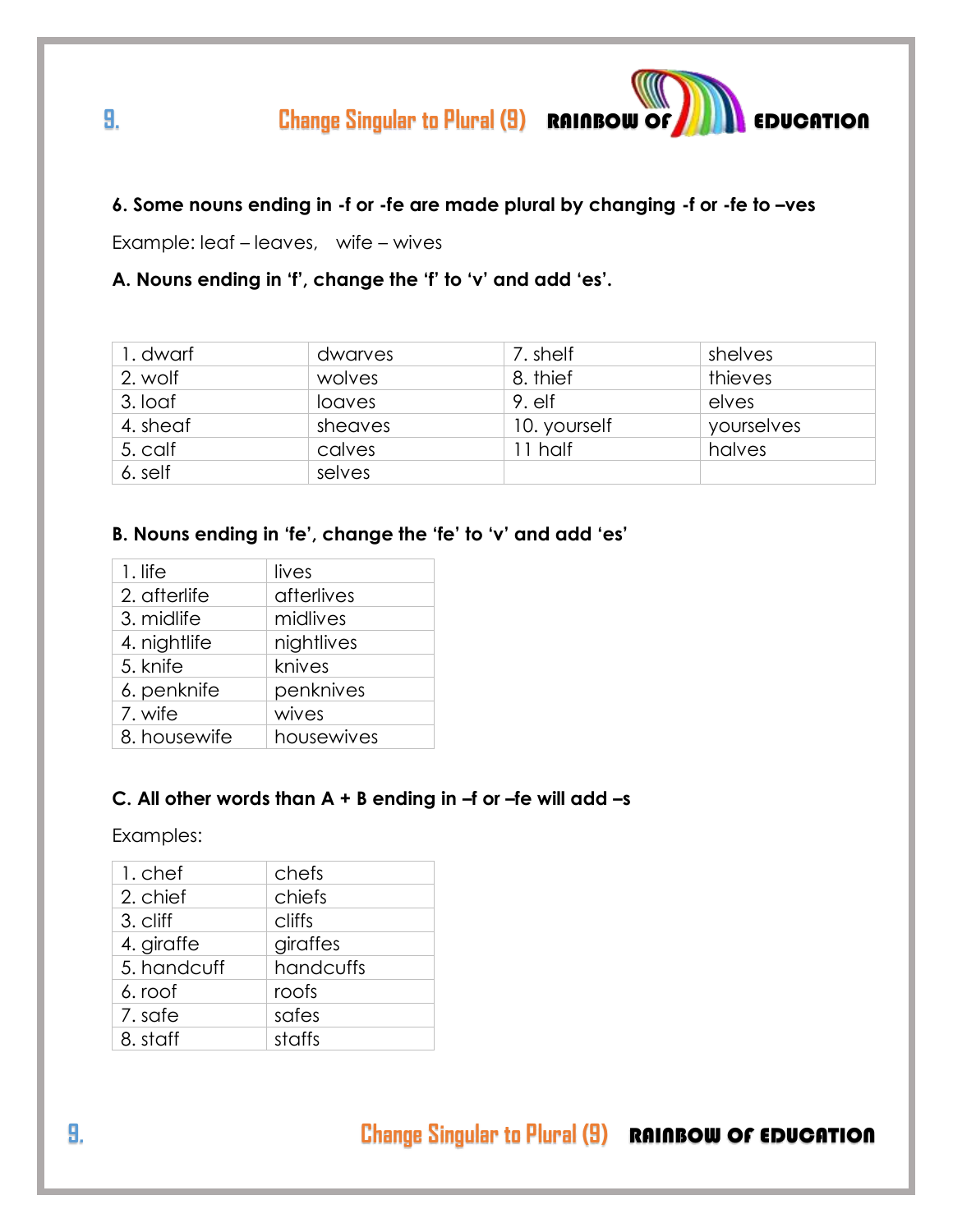**6. Some nouns ending in -f or -fe are made plural by changing -f or -fe to –ves**

Example: leaf – leaves,  wife – wives

**A. Nouns ending in 'f', change the 'f' to 'v' and add 'es'.**

| | | | |
|---|---|---|---|
| 1. dwarf | dwarves | 7. shelf | shelves |
| 2. wolf | wolves | 8. thief | thieves |
| 3. loaf | loaves | 9. elf | elves |
| 4. sheaf | sheaves | 10. yourself | yourselves |
| 5. calf | calves | 11 half | halves |
| 6. self | selves | | |

**B. Nouns ending in 'fe', change the 'fe' to 'v' and add 'es'**

| | |
|---|---|
| 1. life | lives |
| 2. afterlife | afterlives |
| 3. midlife | midlives |
| 4. nightlife | nightlives |
| 5. knife | knives |
| 6. penknife | penknives |
| 7. wife | wives |
| 8. housewife | housewives |

**C. All other words than A + B ending in –f or –fe will add –s**

Examples:

| | |
|---|---|
| 1. chef | chefs |
| 2. chief | chiefs |
| 3. cliff | cliffs |
| 4. giraffe | giraffes |
| 5. handcuff | handcuffs |
| 6. roof | roofs |
| 7. safe | safes |
| 8. staff | staffs |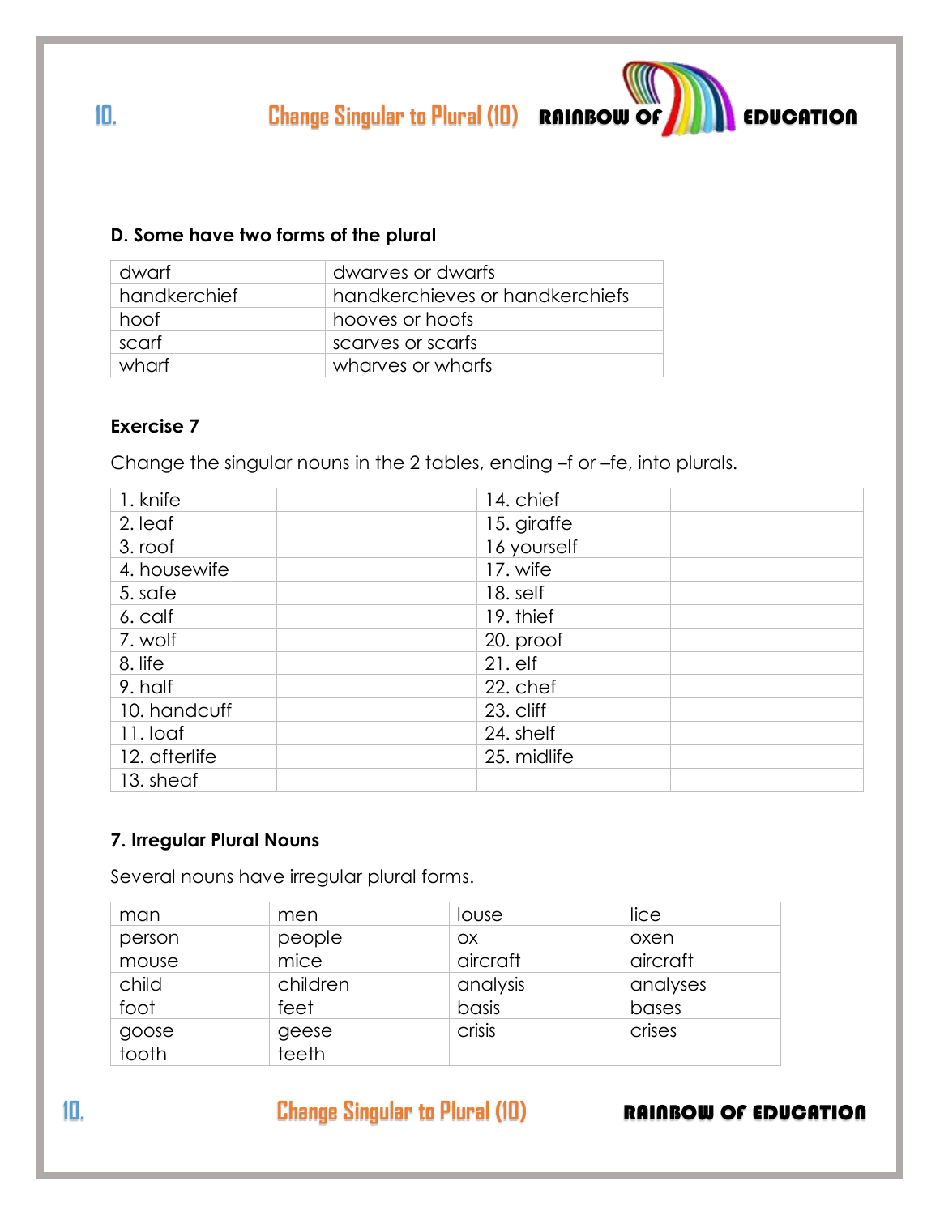**D. Some have two forms of the plural**

| | |
|---|---|
| dwarf | dwarves or dwarfs |
| handkerchief | handkerchieves or handkerchiefs |
| hoof | hooves or hoofs |
| scarf | scarves or scarfs |
| wharf | wharves or wharfs |

**Exercise 7**

Change the singular nouns in the 2 tables, ending –f or –fe, into plurals.

| | | | |
|---|---|---|---|
| 1. knife | | 14. chief | |
| 2. leaf | | 15. giraffe | |
| 3. roof | | 16 yourself | |
| 4. housewife | | 17. wife | |
| 5. safe | | 18. self | |
| 6. calf | | 19. thief | |
| 7. wolf | | 20. proof | |
| 8. life | | 21. elf | |
| 9. half | | 22. chef | |
| 10. handcuff | | 23. cliff | |
| 11. loaf | | 24. shelf | |
| 12. afterlife | | 25. midlife | |
| 13. sheaf | | | |

**7. Irregular Plural Nouns**

Several nouns have irregular plural forms.

| | | | |
|---|---|---|---|
| man | men | louse | lice |
| person | people | ox | oxen |
| mouse | mice | aircraft | aircraft |
| child | children | analysis | analyses |
| foot | feet | basis | bases |
| goose | geese | crisis | crises |
| tooth | teeth | | |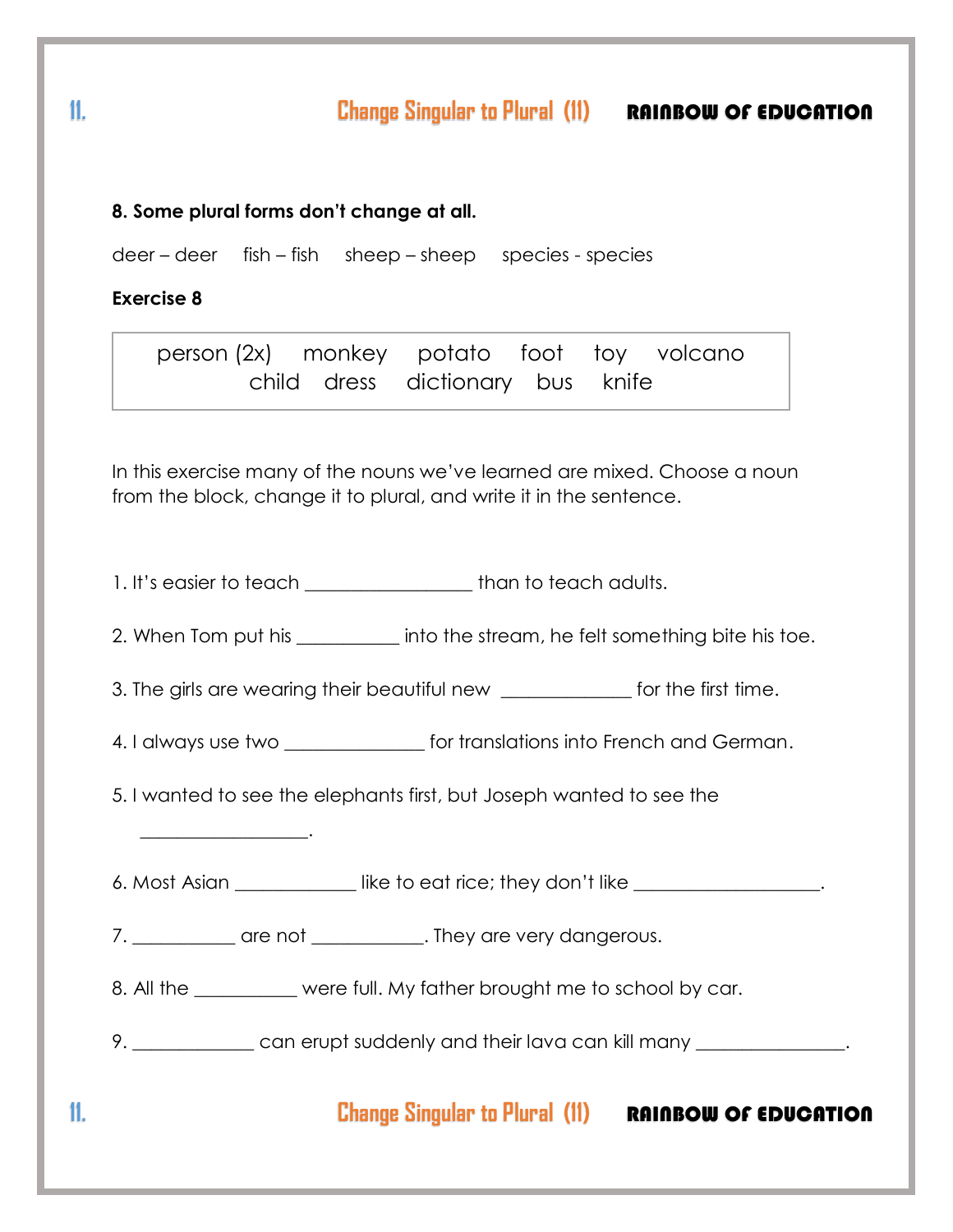**8. Some plural forms don't change at all.**

deer – deer fish – fish sheep – sheep species - species

**Exercise 8**

| person (2x) monkey potato foot toy volcano child dress dictionary bus knife |
|---|

In this exercise many of the nouns we've learned are mixed. Choose a noun from the block, change it to plural, and write it in the sentence.

1. It's easier to teach _________________ than to teach adults.

2. When Tom put his __________ into the stream, he felt something bite his toe.

3. The girls are wearing their beautiful new _____________ for the first time.

4. I always use two ______________ for translations into French and German.

5. I wanted to see the elephants first, but Joseph wanted to see the _________________.

6. Most Asian ____________ like to eat rice; they don't like ___________________.

7. __________ are not ___________. They are very dangerous.

8. All the __________ were full. My father brought me to school by car.

9. ____________ can erupt suddenly and their lava can kill many _______________.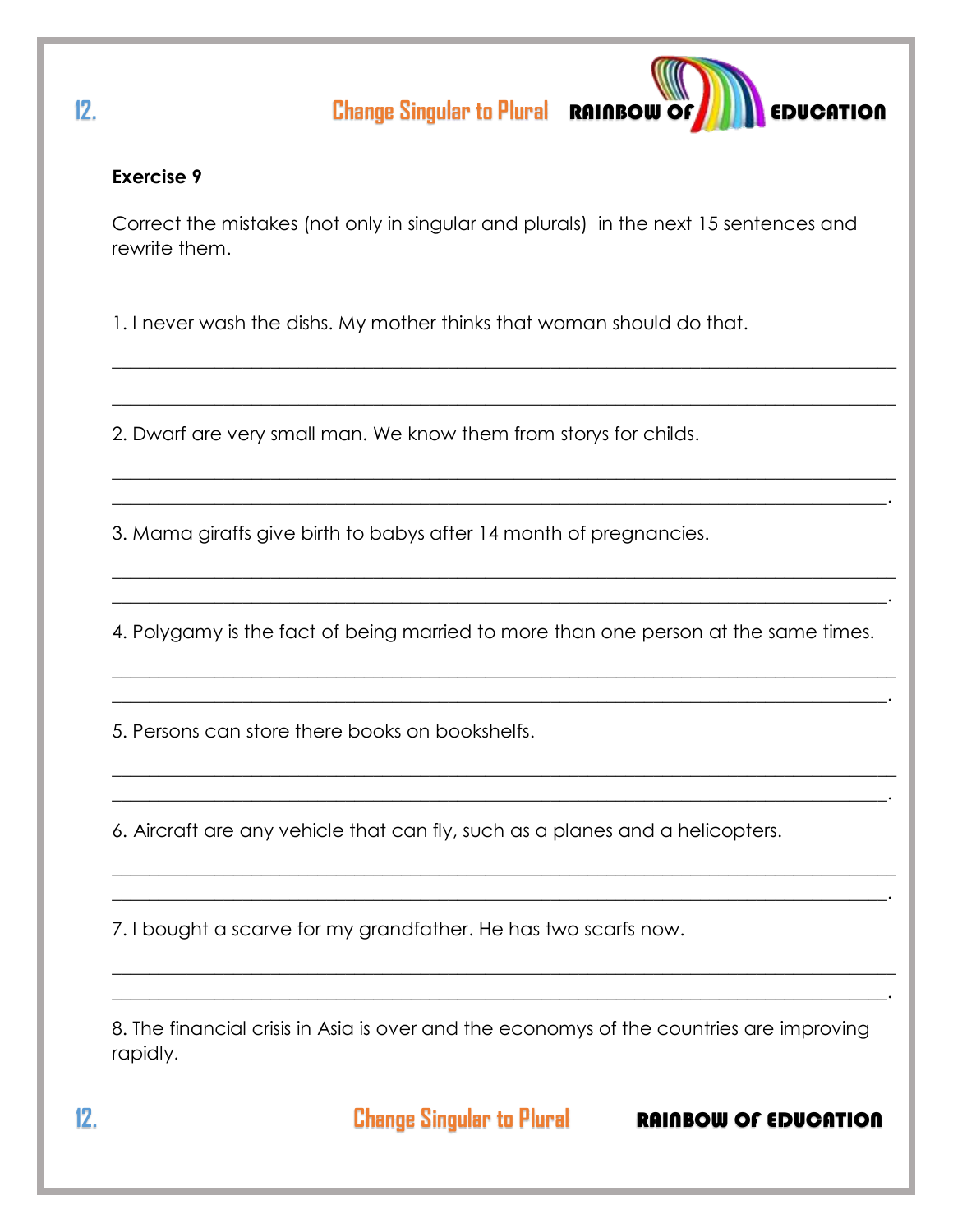### Exercise 9

Correct the mistakes (not only in singular and plurals) in the next 15 sentences and rewrite them.

1. I never wash the dishs. My mother thinks that woman should do that.

______________________________________________________________________________

______________________________________________________________________________

2. Dwarf are very small man. We know them from storys for childs.

______________________________________________________________________________

______________________________________________________________________________.

3. Mama giraffs give birth to babys after 14 month of pregnancies.

______________________________________________________________________________

______________________________________________________________________________.

4. Polygamy is the fact of being married to more than one person at the same times.

______________________________________________________________________________

______________________________________________________________________________.

5. Persons can store there books on bookshelfs.

______________________________________________________________________________

______________________________________________________________________________.

6. Aircraft are any vehicle that can fly, such as a planes and a helicopters.

______________________________________________________________________________

______________________________________________________________________________.

7. I bought a scarve for my grandfather. He has two scarfs now.

______________________________________________________________________________

______________________________________________________________________________.

8. The financial crisis in Asia is over and the economys of the countries are improving rapidly.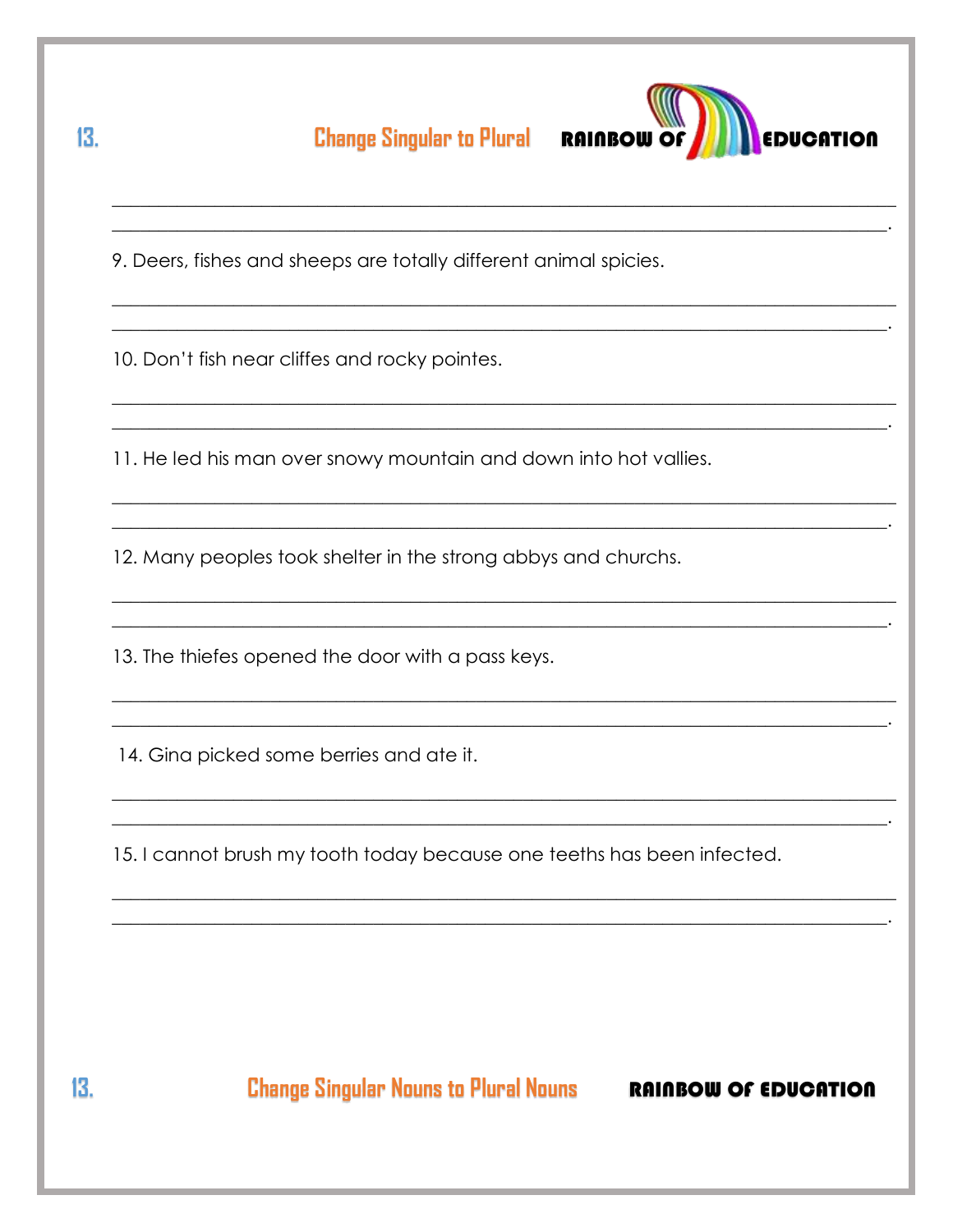## Change Singular to Plural

9. Deers, fishes and sheeps are totally different animal spicies.

______________________________________________________________________________

______________________________________________________________________________.

10. Don't fish near cliffes and rocky pointes.

______________________________________________________________________________

______________________________________________________________________________.

11. He led his man over snowy mountain and down into hot vallies.

______________________________________________________________________________

______________________________________________________________________________.

12. Many peoples took shelter in the strong abbys and churchs.

______________________________________________________________________________

______________________________________________________________________________.

13. The thiefes opened the door with a pass keys.

______________________________________________________________________________

______________________________________________________________________________.

14. Gina picked some berries and ate it.

______________________________________________________________________________

______________________________________________________________________________.

15. I cannot brush my tooth today because one teeths has been infected.

______________________________________________________________________________

______________________________________________________________________________.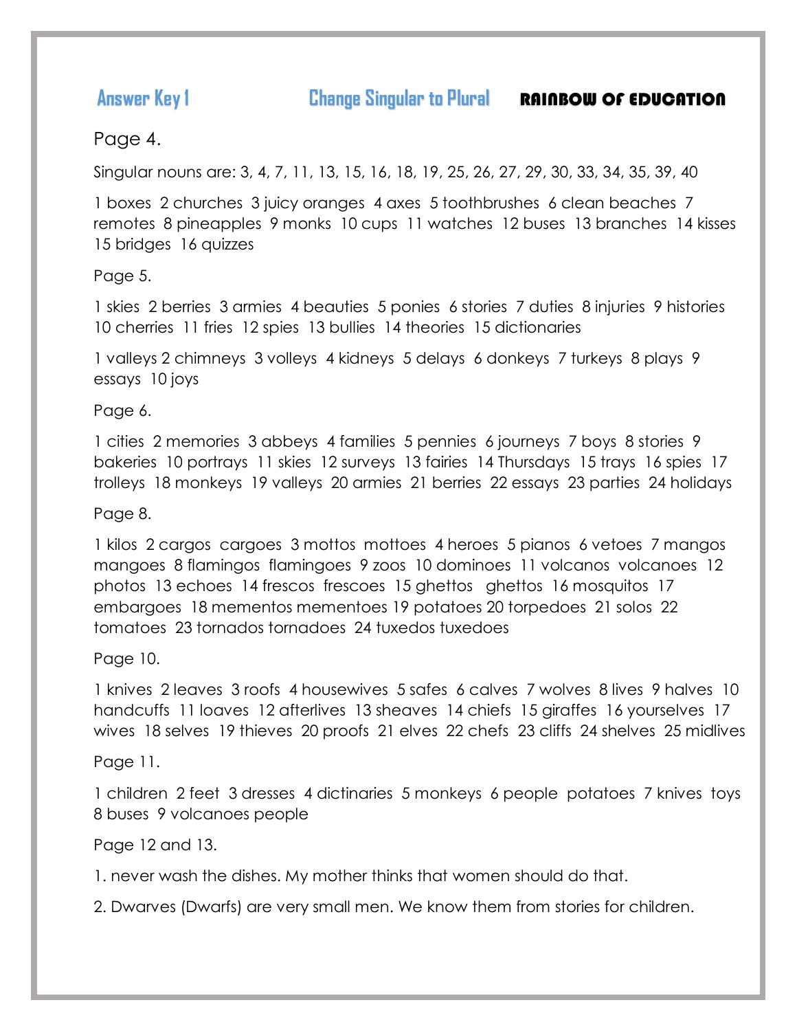## Answer Key 1 — Change Singular to Plural — RAINBOW OF EDUCATION

Page 4.

Singular nouns are: 3, 4, 7, 11, 13, 15, 16, 18, 19, 25, 26, 27, 29, 30, 33, 34, 35, 39, 40

1 boxes 2 churches 3 juicy oranges 4 axes 5 toothbrushes 6 clean beaches 7 remotes 8 pineapples 9 monks 10 cups 11 watches 12 buses 13 branches 14 kisses 15 bridges 16 quizzes

Page 5.

1 skies 2 berries 3 armies 4 beauties 5 ponies 6 stories 7 duties 8 injuries 9 histories 10 cherries 11 fries 12 spies 13 bullies 14 theories 15 dictionaries

1 valleys 2 chimneys 3 volleys 4 kidneys 5 delays 6 donkeys 7 turkeys 8 plays 9 essays 10 joys

Page 6.

1 cities 2 memories 3 abbeys 4 families 5 pennies 6 journeys 7 boys 8 stories 9 bakeries 10 portrays 11 skies 12 surveys 13 fairies 14 Thursdays 15 trays 16 spies 17 trolleys 18 monkeys 19 valleys 20 armies 21 berries 22 essays 23 parties 24 holidays

Page 8.

1 kilos 2 cargos cargoes 3 mottos mottoes 4 heroes 5 pianos 6 vetoes 7 mangos mangoes 8 flamingos flamingoes 9 zoos 10 dominoes 11 volcanos volcanoes 12 photos 13 echoes 14 frescos frescoes 15 ghettos ghettos 16 mosquitos 17 embargoes 18 mementos mementoes 19 potatoes 20 torpedoes 21 solos 22 tomatoes 23 tornados tornadoes 24 tuxedos tuxedoes

Page 10.

1 knives 2 leaves 3 roofs 4 housewives 5 safes 6 calves 7 wolves 8 lives 9 halves 10 handcuffs 11 loaves 12 afterlives 13 sheaves 14 chiefs 15 giraffes 16 yourselves 17 wives 18 selves 19 thieves 20 proofs 21 elves 22 chefs 23 cliffs 24 shelves 25 midlives

Page 11.

1 children 2 feet 3 dresses 4 dictinaries 5 monkeys 6 people potatoes 7 knives toys 8 buses 9 volcanoes people

Page 12 and 13.

1. never wash the dishes. My mother thinks that women should do that.

2. Dwarves (Dwarfs) are very small men. We know them from stories for children.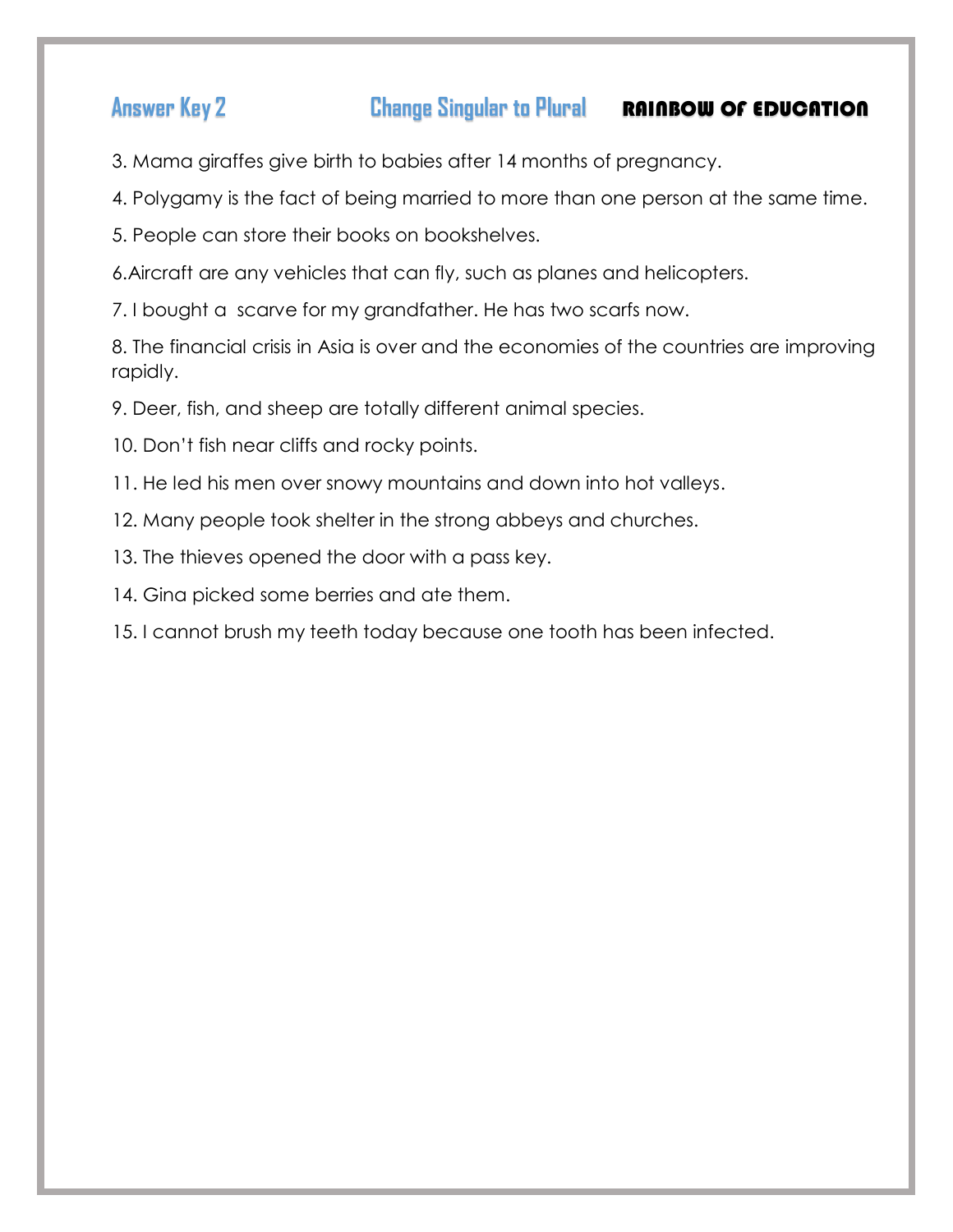Answer Key 2 Change Singular to Plural RAINBOW OF EDUCATION

3. Mama giraffes give birth to babies after 14 months of pregnancy.

4. Polygamy is the fact of being married to more than one person at the same time.

5. People can store their books on bookshelves.

6.Aircraft are any vehicles that can fly, such as planes and helicopters.

7. I bought a scarve for my grandfather. He has two scarfs now.

8. The financial crisis in Asia is over and the economies of the countries are improving rapidly.

9. Deer, fish, and sheep are totally different animal species.

10. Don't fish near cliffs and rocky points.

11. He led his men over snowy mountains and down into hot valleys.

12. Many people took shelter in the strong abbeys and churches.

13. The thieves opened the door with a pass key.

14. Gina picked some berries and ate them.

15. I cannot brush my teeth today because one tooth has been infected.